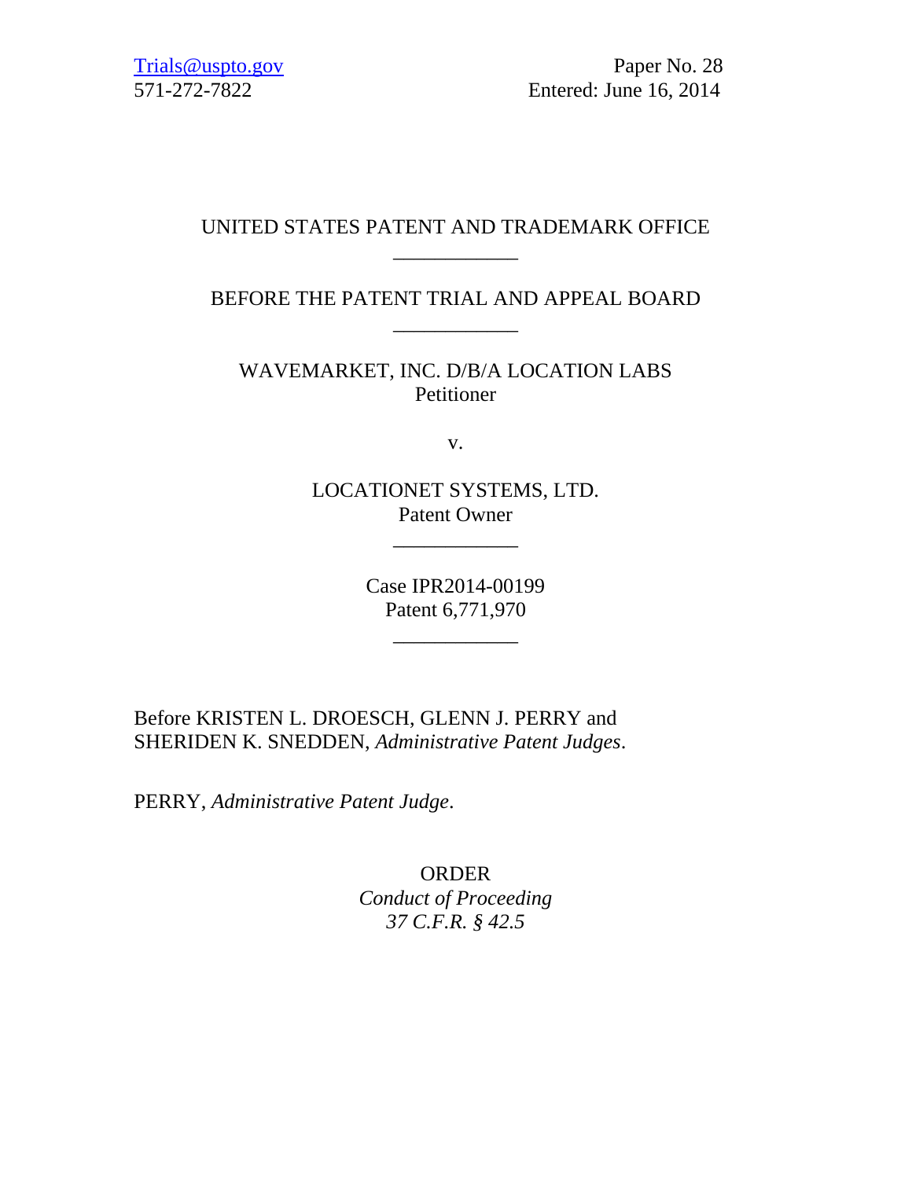Trials@uspto.gov
571-272-7822

Paper No. 28
Entered: June 16, 2014

UNITED STATES PATENT AND TRADEMARK OFFICE

---

BEFORE THE PATENT TRIAL AND APPEAL BOARD

---

WAVEMARKET, INC. D/B/A LOCATION LABS
Petitioner

v.

LOCATIONET SYSTEMS, LTD.
Patent Owner

---

Case IPR2014-00199
Patent 6,771,970

---

Before KRISTEN L. DROESCH, GLENN J. PERRY and SHERIDEN K. SNEDDEN, *Administrative Patent Judges*.

PERRY, *Administrative Patent Judge*.

ORDER
*Conduct of Proceeding*
*37 C.F.R. § 42.5*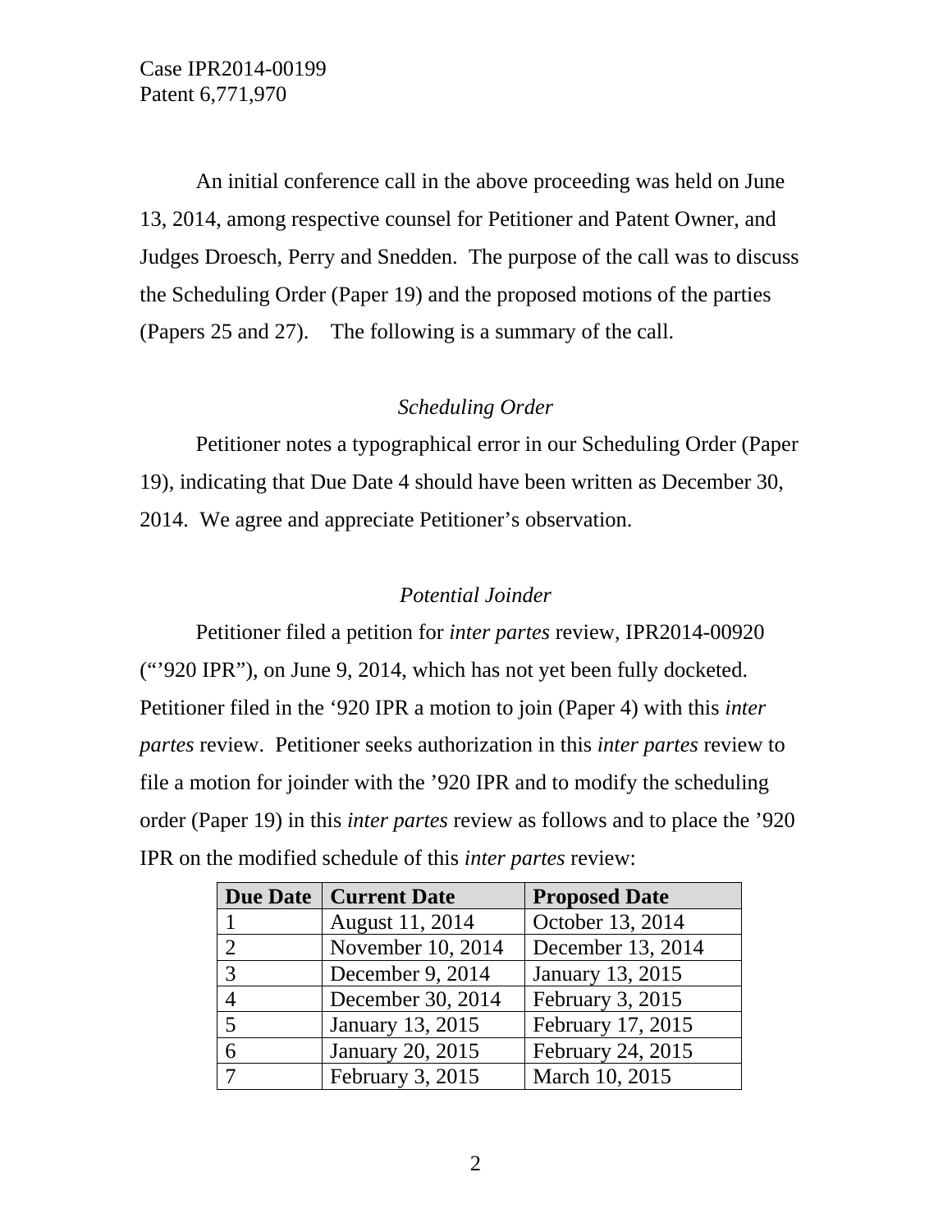An initial conference call in the above proceeding was held on June 13, 2014, among respective counsel for Petitioner and Patent Owner, and Judges Droesch, Perry and Snedden. The purpose of the call was to discuss the Scheduling Order (Paper 19) and the proposed motions of the parties (Papers 25 and 27). The following is a summary of the call.

*Scheduling Order*

Petitioner notes a typographical error in our Scheduling Order (Paper 19), indicating that Due Date 4 should have been written as December 30, 2014. We agree and appreciate Petitioner's observation.

*Potential Joinder*

Petitioner filed a petition for *inter partes* review, IPR2014-00920 ("'920 IPR"), on June 9, 2014, which has not yet been fully docketed. Petitioner filed in the '920 IPR a motion to join (Paper 4) with this *inter partes* review. Petitioner seeks authorization in this *inter partes* review to file a motion for joinder with the '920 IPR and to modify the scheduling order (Paper 19) in this *inter partes* review as follows and to place the '920 IPR on the modified schedule of this *inter partes* review:

| Due Date | Current Date | Proposed Date |
|---|---|---|
| 1 | August 11, 2014 | October 13, 2014 |
| 2 | November 10, 2014 | December 13, 2014 |
| 3 | December 9, 2014 | January 13, 2015 |
| 4 | December 30, 2014 | February 3, 2015 |
| 5 | January 13, 2015 | February 17, 2015 |
| 6 | January 20, 2015 | February 24, 2015 |
| 7 | February 3, 2015 | March 10, 2015 |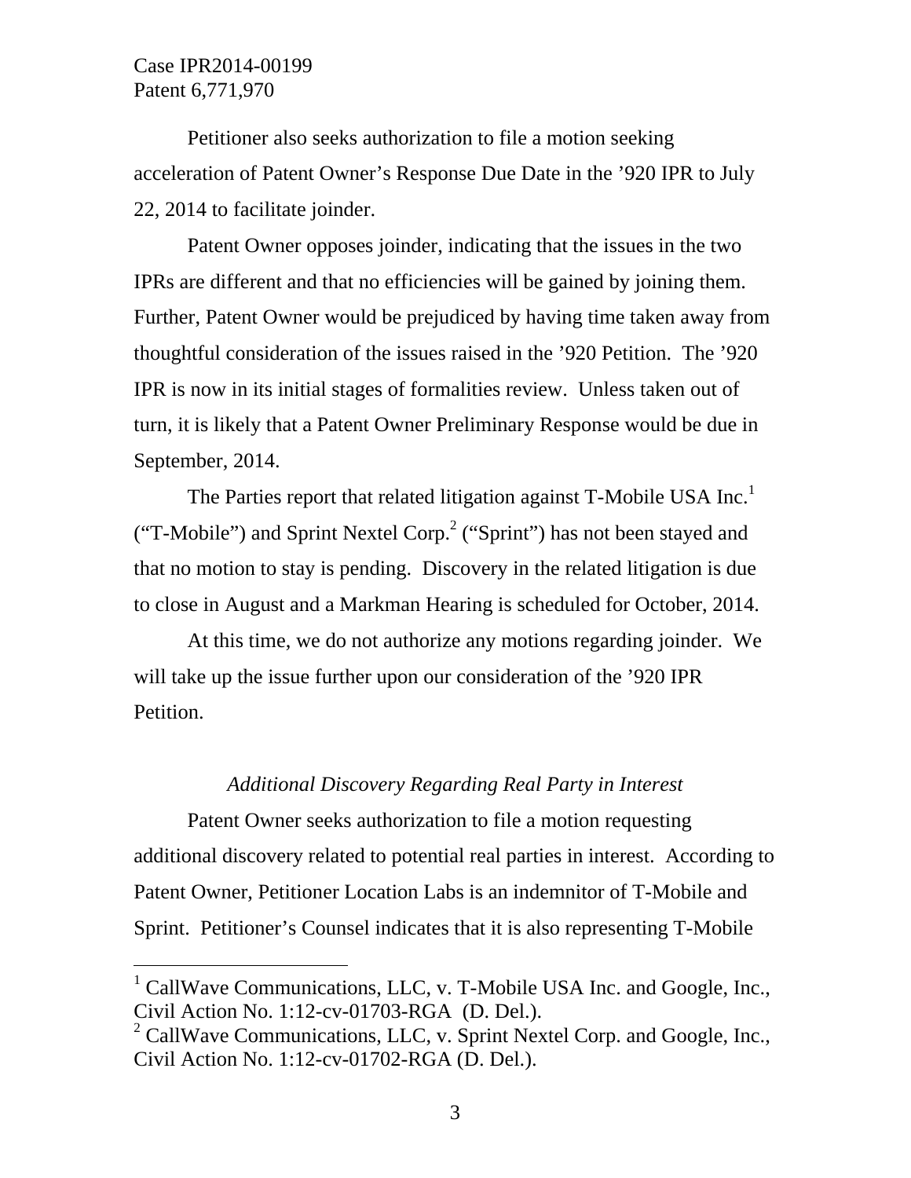Petitioner also seeks authorization to file a motion seeking acceleration of Patent Owner's Response Due Date in the '920 IPR to July 22, 2014 to facilitate joinder.

Patent Owner opposes joinder, indicating that the issues in the two IPRs are different and that no efficiencies will be gained by joining them. Further, Patent Owner would be prejudiced by having time taken away from thoughtful consideration of the issues raised in the '920 Petition. The '920 IPR is now in its initial stages of formalities review. Unless taken out of turn, it is likely that a Patent Owner Preliminary Response would be due in September, 2014.

The Parties report that related litigation against T-Mobile USA Inc.[1] ("T-Mobile") and Sprint Nextel Corp.[2] ("Sprint") has not been stayed and that no motion to stay is pending. Discovery in the related litigation is due to close in August and a Markman Hearing is scheduled for October, 2014.

At this time, we do not authorize any motions regarding joinder. We will take up the issue further upon our consideration of the '920 IPR Petition.

*Additional Discovery Regarding Real Party in Interest*

Patent Owner seeks authorization to file a motion requesting additional discovery related to potential real parties in interest. According to Patent Owner, Petitioner Location Labs is an indemnitor of T-Mobile and Sprint. Petitioner's Counsel indicates that it is also representing T-Mobile

---

[1] CallWave Communications, LLC, v. T-Mobile USA Inc. and Google, Inc., Civil Action No. 1:12-cv-01703-RGA (D. Del.).

[2] CallWave Communications, LLC, v. Sprint Nextel Corp. and Google, Inc., Civil Action No. 1:12-cv-01702-RGA (D. Del.).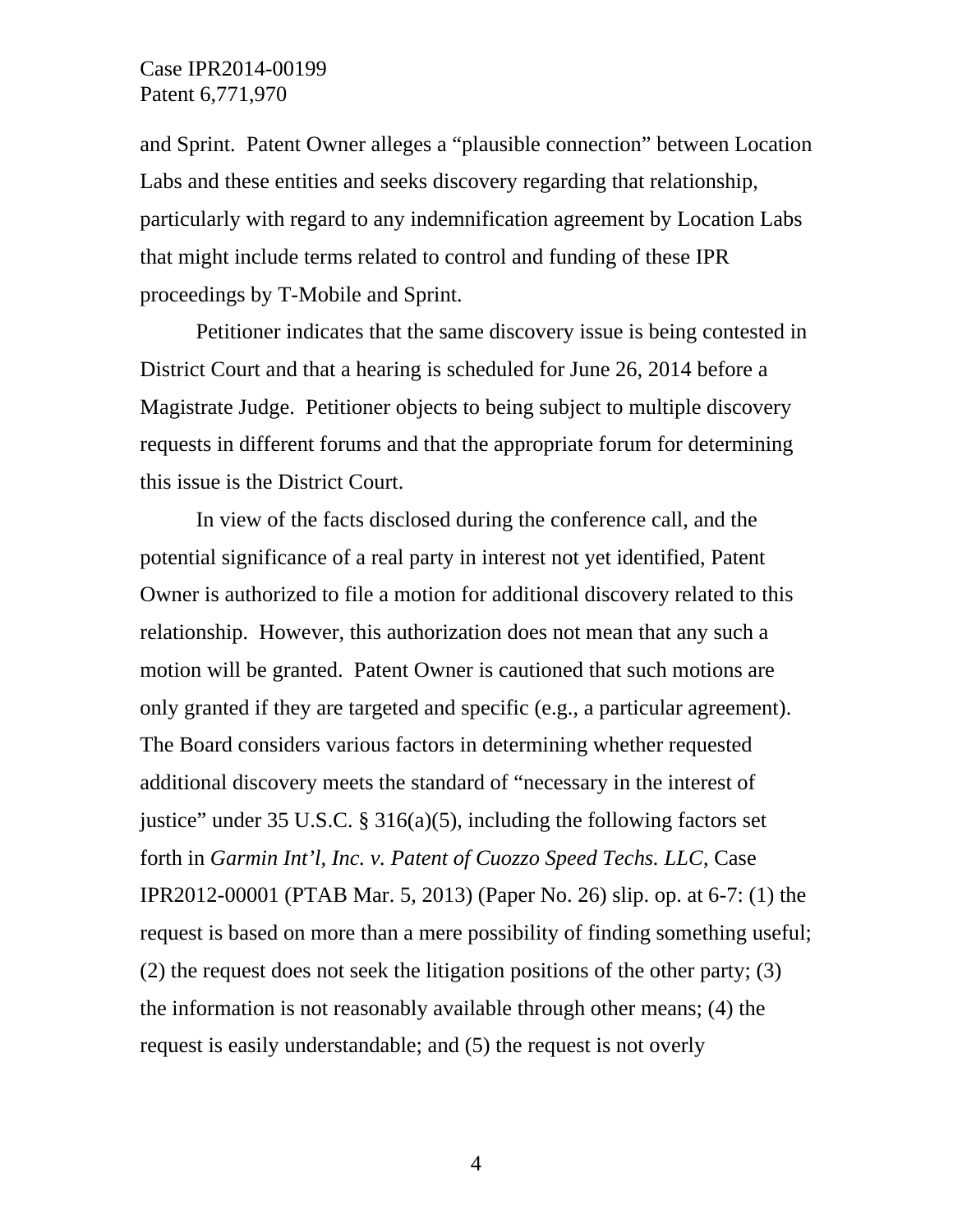and Sprint. Patent Owner alleges a "plausible connection" between Location Labs and these entities and seeks discovery regarding that relationship, particularly with regard to any indemnification agreement by Location Labs that might include terms related to control and funding of these IPR proceedings by T-Mobile and Sprint.

Petitioner indicates that the same discovery issue is being contested in District Court and that a hearing is scheduled for June 26, 2014 before a Magistrate Judge. Petitioner objects to being subject to multiple discovery requests in different forums and that the appropriate forum for determining this issue is the District Court.

In view of the facts disclosed during the conference call, and the potential significance of a real party in interest not yet identified, Patent Owner is authorized to file a motion for additional discovery related to this relationship. However, this authorization does not mean that any such a motion will be granted. Patent Owner is cautioned that such motions are only granted if they are targeted and specific (e.g., a particular agreement). The Board considers various factors in determining whether requested additional discovery meets the standard of "necessary in the interest of justice" under 35 U.S.C. § 316(a)(5), including the following factors set forth in *Garmin Int'l, Inc. v. Patent of Cuozzo Speed Techs. LLC*, Case IPR2012-00001 (PTAB Mar. 5, 2013) (Paper No. 26) slip. op. at 6-7: (1) the request is based on more than a mere possibility of finding something useful; (2) the request does not seek the litigation positions of the other party; (3) the information is not reasonably available through other means; (4) the request is easily understandable; and (5) the request is not overly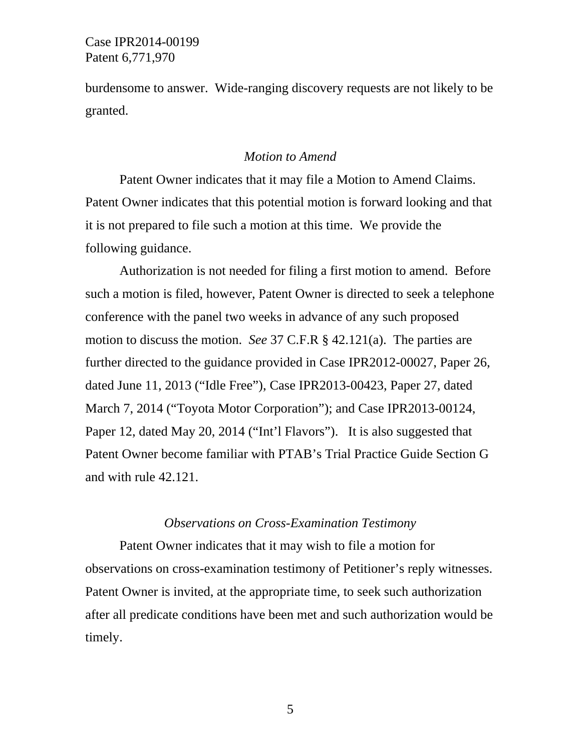burdensome to answer. Wide-ranging discovery requests are not likely to be granted.

*Motion to Amend*

Patent Owner indicates that it may file a Motion to Amend Claims. Patent Owner indicates that this potential motion is forward looking and that it is not prepared to file such a motion at this time. We provide the following guidance.

Authorization is not needed for filing a first motion to amend. Before such a motion is filed, however, Patent Owner is directed to seek a telephone conference with the panel two weeks in advance of any such proposed motion to discuss the motion. *See* 37 C.F.R § 42.121(a). The parties are further directed to the guidance provided in Case IPR2012-00027, Paper 26, dated June 11, 2013 ("Idle Free"), Case IPR2013-00423, Paper 27, dated March 7, 2014 ("Toyota Motor Corporation"); and Case IPR2013-00124, Paper 12, dated May 20, 2014 ("Int'l Flavors"). It is also suggested that Patent Owner become familiar with PTAB's Trial Practice Guide Section G and with rule 42.121.

*Observations on Cross-Examination Testimony*

Patent Owner indicates that it may wish to file a motion for observations on cross-examination testimony of Petitioner's reply witnesses. Patent Owner is invited, at the appropriate time, to seek such authorization after all predicate conditions have been met and such authorization would be timely.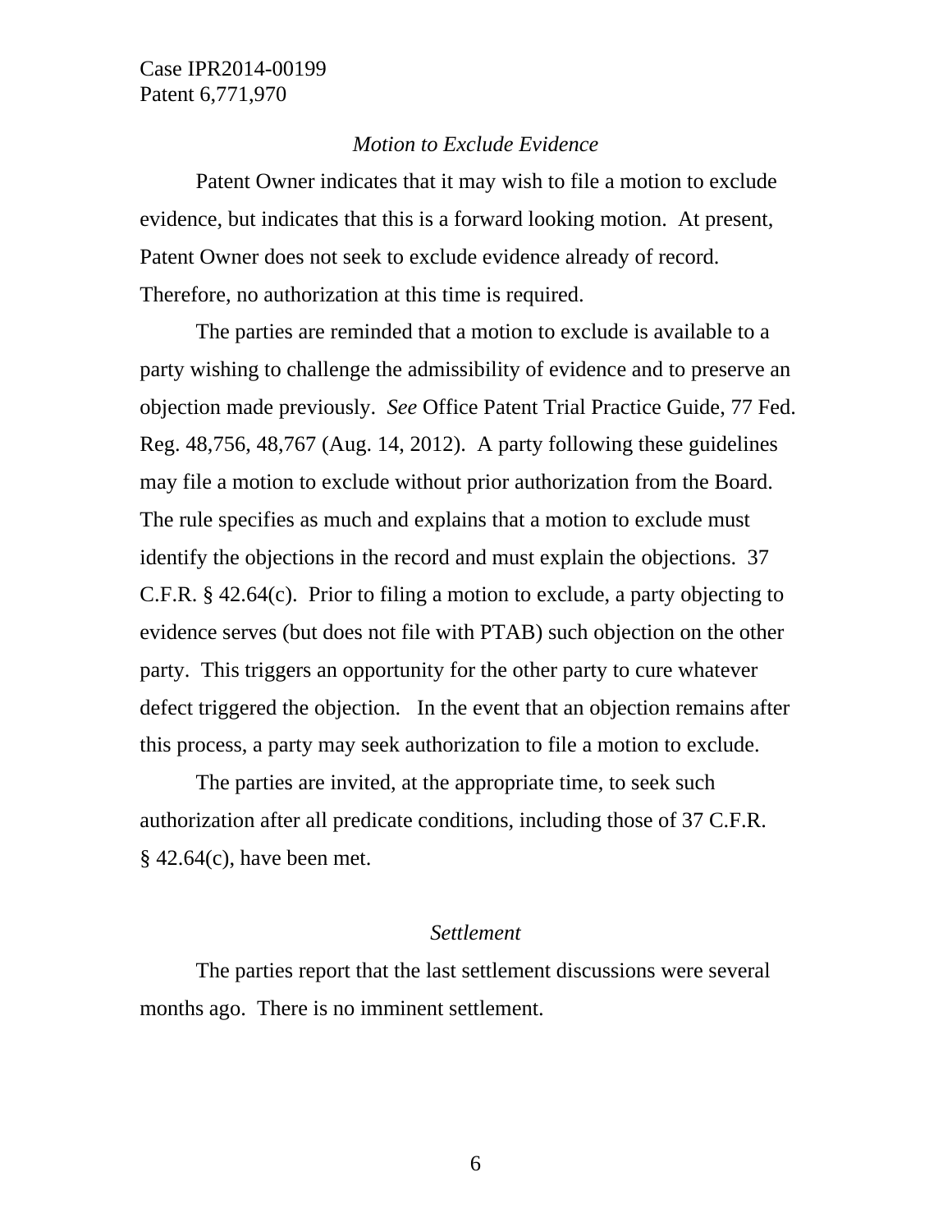*Motion to Exclude Evidence*

Patent Owner indicates that it may wish to file a motion to exclude evidence, but indicates that this is a forward looking motion. At present, Patent Owner does not seek to exclude evidence already of record. Therefore, no authorization at this time is required.

The parties are reminded that a motion to exclude is available to a party wishing to challenge the admissibility of evidence and to preserve an objection made previously. *See* Office Patent Trial Practice Guide, 77 Fed. Reg. 48,756, 48,767 (Aug. 14, 2012). A party following these guidelines may file a motion to exclude without prior authorization from the Board. The rule specifies as much and explains that a motion to exclude must identify the objections in the record and must explain the objections. 37 C.F.R. § 42.64(c). Prior to filing a motion to exclude, a party objecting to evidence serves (but does not file with PTAB) such objection on the other party. This triggers an opportunity for the other party to cure whatever defect triggered the objection. In the event that an objection remains after this process, a party may seek authorization to file a motion to exclude.

The parties are invited, at the appropriate time, to seek such authorization after all predicate conditions, including those of 37 C.F.R. § 42.64(c), have been met.

*Settlement*

The parties report that the last settlement discussions were several months ago. There is no imminent settlement.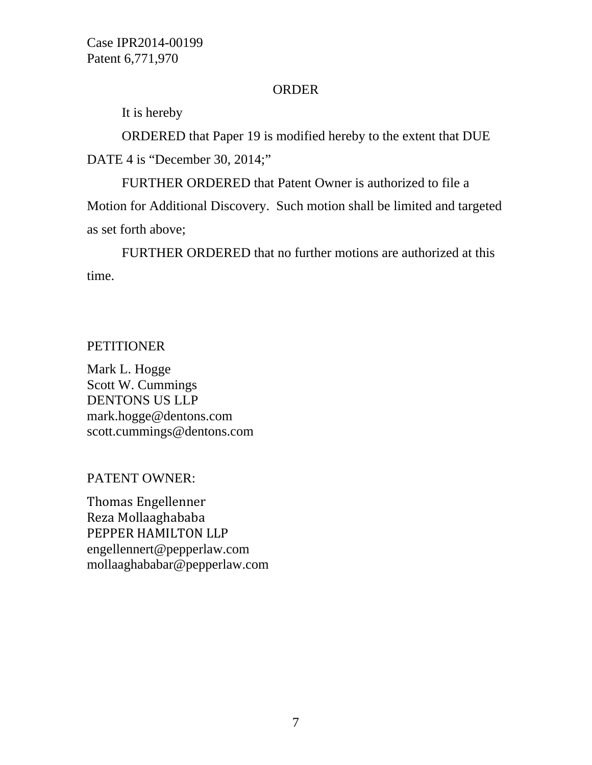## ORDER

It is hereby

ORDERED that Paper 19 is modified hereby to the extent that DUE DATE 4 is "December 30, 2014;"

FURTHER ORDERED that Patent Owner is authorized to file a Motion for Additional Discovery. Such motion shall be limited and targeted as set forth above;

FURTHER ORDERED that no further motions are authorized at this time.

PETITIONER

Mark L. Hogge
Scott W. Cummings
DENTONS US LLP
mark.hogge@dentons.com
scott.cummings@dentons.com

PATENT OWNER:

Thomas Engellenner
Reza Mollaaghababa
PEPPER HAMILTON LLP
engellennert@pepperlaw.com
mollaaghababar@pepperlaw.com